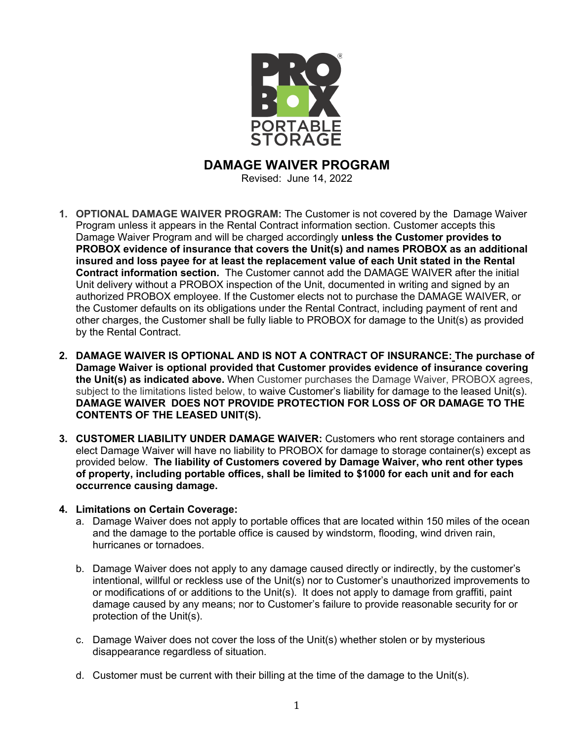# DAMAGE WAIVER PROGRAM

Revised: June 14, 2022

1. **OPTIONAL DAMAGE WAIVER PROGRAM:** The Customer is not covered by the Damage Waiver Program unless it appears in the Rental Contract information section. Customer accepts this Damage Waiver Program and will be charged accordingly **unless the Customer provides to PROBOX evidence of insurance that covers the Unit(s) and names PROBOX as an additional insured and loss payee for at least the replacement value of each Unit stated in the Rental Contract information section.** The Customer cannot add the DAMAGE WAIVER after the initial Unit delivery without a PROBOX inspection of the Unit, documented in writing and signed by an authorized PROBOX employee. If the Customer elects not to purchase the DAMAGE WAIVER, or the Customer defaults on its obligations under the Rental Contract, including payment of rent and other charges, the Customer shall be fully liable to PROBOX for damage to the Unit(s) as provided by the Rental Contract.

2. **DAMAGE WAIVER IS OPTIONAL AND IS NOT A CONTRACT OF INSURANCE: The purchase of Damage Waiver is optional provided that Customer provides evidence of insurance covering the Unit(s) as indicated above.** When Customer purchases the Damage Waiver, PROBOX agrees, subject to the limitations listed below, to waive Customer's liability for damage to the leased Unit(s). **DAMAGE WAIVER DOES NOT PROVIDE PROTECTION FOR LOSS OF OR DAMAGE TO THE CONTENTS OF THE LEASED UNIT(S).**

3. **CUSTOMER LIABILITY UNDER DAMAGE WAIVER:** Customers who rent storage containers and elect Damage Waiver will have no liability to PROBOX for damage to storage container(s) except as provided below. **The liability of Customers covered by Damage Waiver, who rent other types of property, including portable offices, shall be limited to $1000 for each unit and for each occurrence causing damage.**

4. **Limitations on Certain Coverage:**
   a. Damage Waiver does not apply to portable offices that are located within 150 miles of the ocean and the damage to the portable office is caused by windstorm, flooding, wind driven rain, hurricanes or tornadoes.

   b. Damage Waiver does not apply to any damage caused directly or indirectly, by the customer's intentional, willful or reckless use of the Unit(s) nor to Customer's unauthorized improvements to or modifications of or additions to the Unit(s). It does not apply to damage from graffiti, paint damage caused by any means; nor to Customer's failure to provide reasonable security for or protection of the Unit(s).

   c. Damage Waiver does not cover the loss of the Unit(s) whether stolen or by mysterious disappearance regardless of situation.

   d. Customer must be current with their billing at the time of the damage to the Unit(s).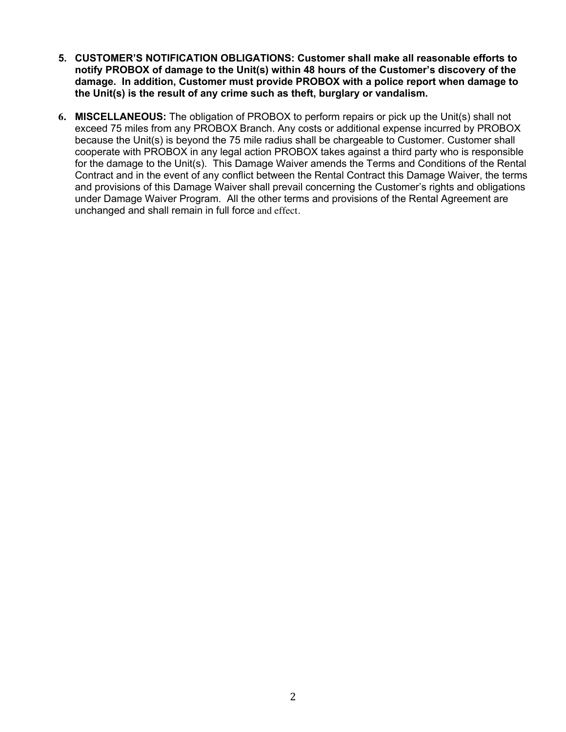5. **CUSTOMER'S NOTIFICATION OBLIGATIONS: Customer shall make all reasonable efforts to notify PROBOX of damage to the Unit(s) within 48 hours of the Customer's discovery of the damage. In addition, Customer must provide PROBOX with a police report when damage to the Unit(s) is the result of any crime such as theft, burglary or vandalism.**

6. **MISCELLANEOUS:** The obligation of PROBOX to perform repairs or pick up the Unit(s) shall not exceed 75 miles from any PROBOX Branch. Any costs or additional expense incurred by PROBOX because the Unit(s) is beyond the 75 mile radius shall be chargeable to Customer. Customer shall cooperate with PROBOX in any legal action PROBOX takes against a third party who is responsible for the damage to the Unit(s). This Damage Waiver amends the Terms and Conditions of the Rental Contract and in the event of any conflict between the Rental Contract this Damage Waiver, the terms and provisions of this Damage Waiver shall prevail concerning the Customer's rights and obligations under Damage Waiver Program. All the other terms and provisions of the Rental Agreement are unchanged and shall remain in full force and effect.